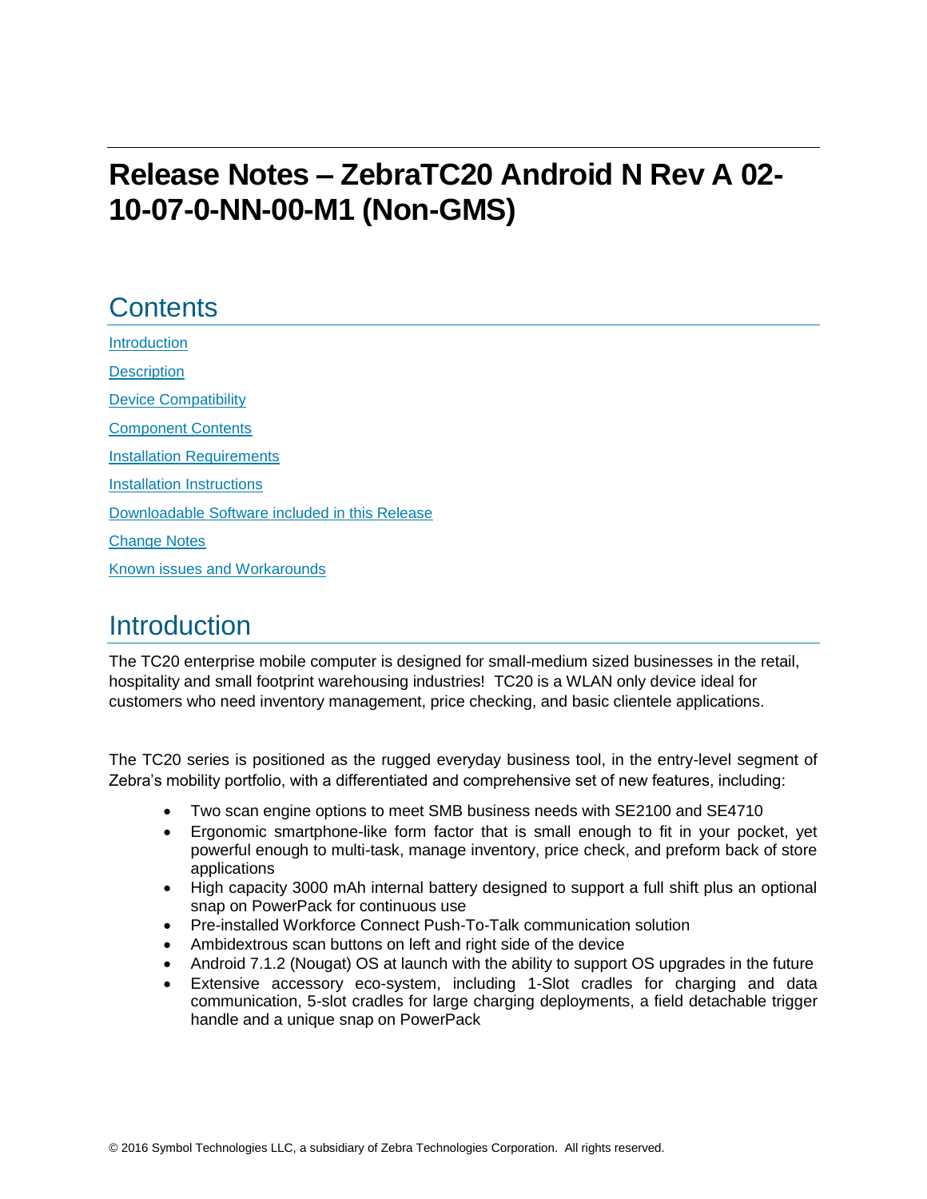# Release Notes – ZebraTC20 Android N Rev A 02-10-07-0-NN-00-M1 (Non-GMS)

## Contents

[Introduction](#introduction)

[Description](#description)

[Device Compatibility](#device-compatibility)

[Component Contents](#component-contents)

[Installation Requirements](#installation-requirements)

[Installation Instructions](#installation-instructions)

[Downloadable Software included in this Release](#downloadable-software-included-in-this-release)

[Change Notes](#change-notes)

[Known issues and Workarounds](#known-issues-and-workarounds)

## Introduction

The TC20 enterprise mobile computer is designed for small-medium sized businesses in the retail, hospitality and small footprint warehousing industries! TC20 is a WLAN only device ideal for customers who need inventory management, price checking, and basic clientele applications.

The TC20 series is positioned as the rugged everyday business tool, in the entry-level segment of Zebra's mobility portfolio, with a differentiated and comprehensive set of new features, including:

- Two scan engine options to meet SMB business needs with SE2100 and SE4710
- Ergonomic smartphone-like form factor that is small enough to fit in your pocket, yet powerful enough to multi-task, manage inventory, price check, and preform back of store applications
- High capacity 3000 mAh internal battery designed to support a full shift plus an optional snap on PowerPack for continuous use
- Pre-installed Workforce Connect Push-To-Talk communication solution
- Ambidextrous scan buttons on left and right side of the device
- Android 7.1.2 (Nougat) OS at launch with the ability to support OS upgrades in the future
- Extensive accessory eco-system, including 1-Slot cradles for charging and data communication, 5-slot cradles for large charging deployments, a field detachable trigger handle and a unique snap on PowerPack

© 2016 Symbol Technologies LLC, a subsidiary of Zebra Technologies Corporation. All rights reserved.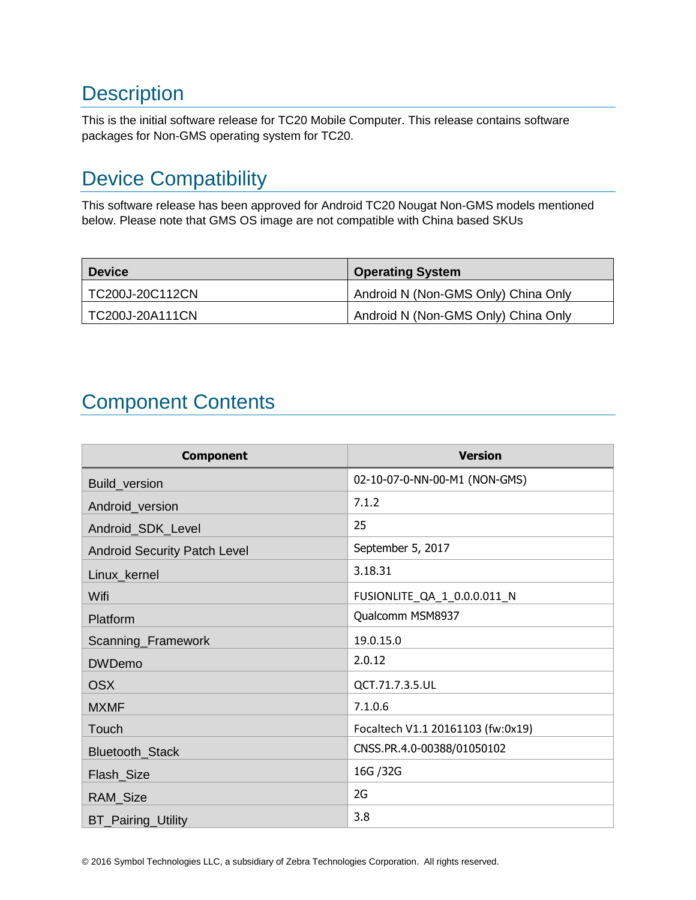## Description

This is the initial software release for TC20 Mobile Computer. This release contains software packages for Non-GMS operating system for TC20.

## Device Compatibility

This software release has been approved for Android TC20 Nougat Non-GMS models mentioned below. Please note that GMS OS image are not compatible with China based SKUs

| Device | Operating System |
| --- | --- |
| TC200J-20C112CN | Android N (Non-GMS Only) China Only |
| TC200J-20A111CN | Android N (Non-GMS Only) China Only |

## Component Contents

| Component | Version |
| --- | --- |
| Build_version | 02-10-07-0-NN-00-M1 (NON-GMS) |
| Android_version | 7.1.2 |
| Android_SDK_Level | 25 |
| Android Security Patch Level | September 5, 2017 |
| Linux_kernel | 3.18.31 |
| Wifi | FUSIONLITE_QA_1_0.0.0.011_N |
| Platform | Qualcomm MSM8937 |
| Scanning_Framework | 19.0.15.0 |
| DWDemo | 2.0.12 |
| OSX | QCT.71.7.3.5.UL |
| MXMF | 7.1.0.6 |
| Touch | Focaltech V1.1 20161103 (fw:0x19) |
| Bluetooth_Stack | CNSS.PR.4.0-00388/01050102 |
| Flash_Size | 16G /32G |
| RAM_Size | 2G |
| BT_Pairing_Utility | 3.8 |

© 2016 Symbol Technologies LLC, a subsidiary of Zebra Technologies Corporation. All rights reserved.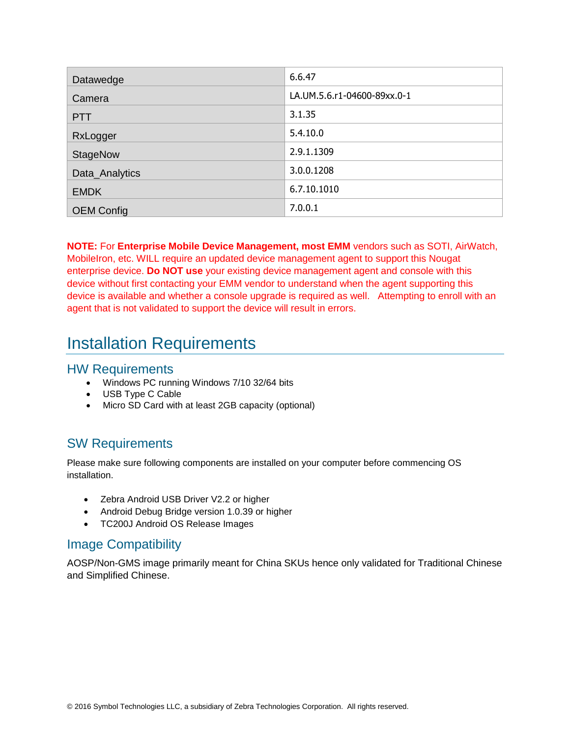| Datawedge | 6.6.47 |
| --- | --- |
| Camera | LA.UM.5.6.r1-04600-89xx.0-1 |
| PTT | 3.1.35 |
| RxLogger | 5.4.10.0 |
| StageNow | 2.9.1.1309 |
| Data_Analytics | 3.0.0.1208 |
| EMDK | 6.7.10.1010 |
| OEM Config | 7.0.0.1 |

**NOTE:** For **Enterprise Mobile Device Management, most EMM** vendors such as SOTI, AirWatch, MobileIron, etc. WILL require an updated device management agent to support this Nougat enterprise device. **Do NOT use** your existing device management agent and console with this device without first contacting your EMM vendor to understand when the agent supporting this device is available and whether a console upgrade is required as well. Attempting to enroll with an agent that is not validated to support the device will result in errors.

# Installation Requirements

## HW Requirements

- Windows PC running Windows 7/10 32/64 bits
- USB Type C Cable
- Micro SD Card with at least 2GB capacity (optional)

## SW Requirements

Please make sure following components are installed on your computer before commencing OS installation.

- Zebra Android USB Driver V2.2 or higher
- Android Debug Bridge version 1.0.39 or higher
- TC200J Android OS Release Images

## Image Compatibility

AOSP/Non-GMS image primarily meant for China SKUs hence only validated for Traditional Chinese and Simplified Chinese.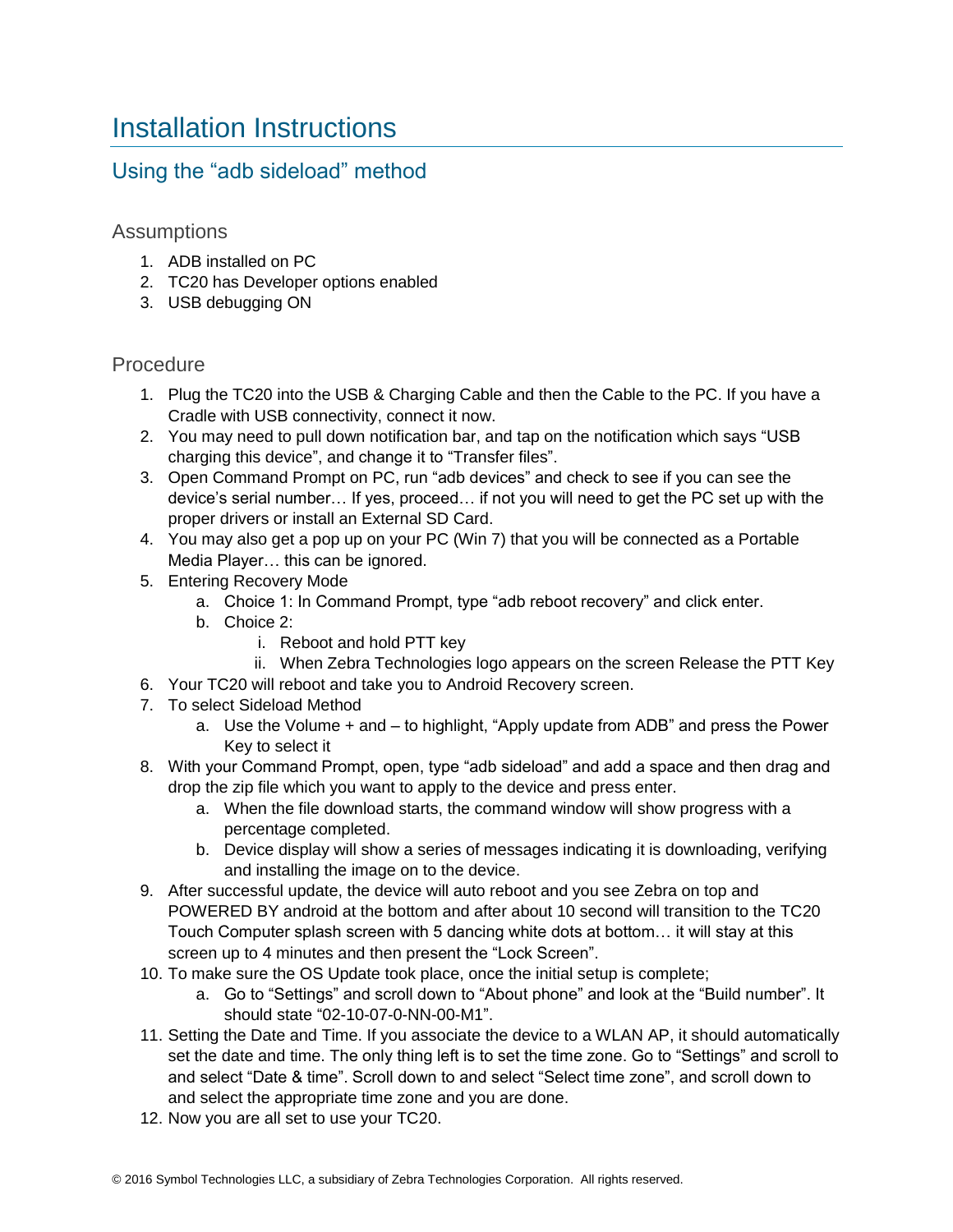# Installation Instructions

## Using the “adb sideload” method

### Assumptions

1. ADB installed on PC
2. TC20 has Developer options enabled
3. USB debugging ON

### Procedure

1. Plug the TC20 into the USB & Charging Cable and then the Cable to the PC. If you have a Cradle with USB connectivity, connect it now.
2. You may need to pull down notification bar, and tap on the notification which says “USB charging this device”, and change it to “Transfer files”.
3. Open Command Prompt on PC, run “adb devices” and check to see if you can see the device’s serial number… If yes, proceed… if not you will need to get the PC set up with the proper drivers or install an External SD Card.
4. You may also get a pop up on your PC (Win 7) that you will be connected as a Portable Media Player… this can be ignored.
5. Entering Recovery Mode
    a. Choice 1: In Command Prompt, type “adb reboot recovery” and click enter.
    b. Choice 2:
        i. Reboot and hold PTT key
        ii. When Zebra Technologies logo appears on the screen Release the PTT Key
6. Your TC20 will reboot and take you to Android Recovery screen.
7. To select Sideload Method
    a. Use the Volume + and – to highlight, “Apply update from ADB” and press the Power Key to select it
8. With your Command Prompt, open, type “adb sideload” and add a space and then drag and drop the zip file which you want to apply to the device and press enter.
    a. When the file download starts, the command window will show progress with a percentage completed.
    b. Device display will show a series of messages indicating it is downloading, verifying and installing the image on to the device.
9. After successful update, the device will auto reboot and you see Zebra on top and POWERED BY android at the bottom and after about 10 second will transition to the TC20 Touch Computer splash screen with 5 dancing white dots at bottom… it will stay at this screen up to 4 minutes and then present the “Lock Screen”.
10. To make sure the OS Update took place, once the initial setup is complete;
    a. Go to “Settings” and scroll down to “About phone” and look at the “Build number”. It should state “02-10-07-0-NN-00-M1”.
11. Setting the Date and Time. If you associate the device to a WLAN AP, it should automatically set the date and time. The only thing left is to set the time zone. Go to “Settings” and scroll to and select “Date & time”. Scroll down to and select “Select time zone”, and scroll down to and select the appropriate time zone and you are done.
12. Now you are all set to use your TC20.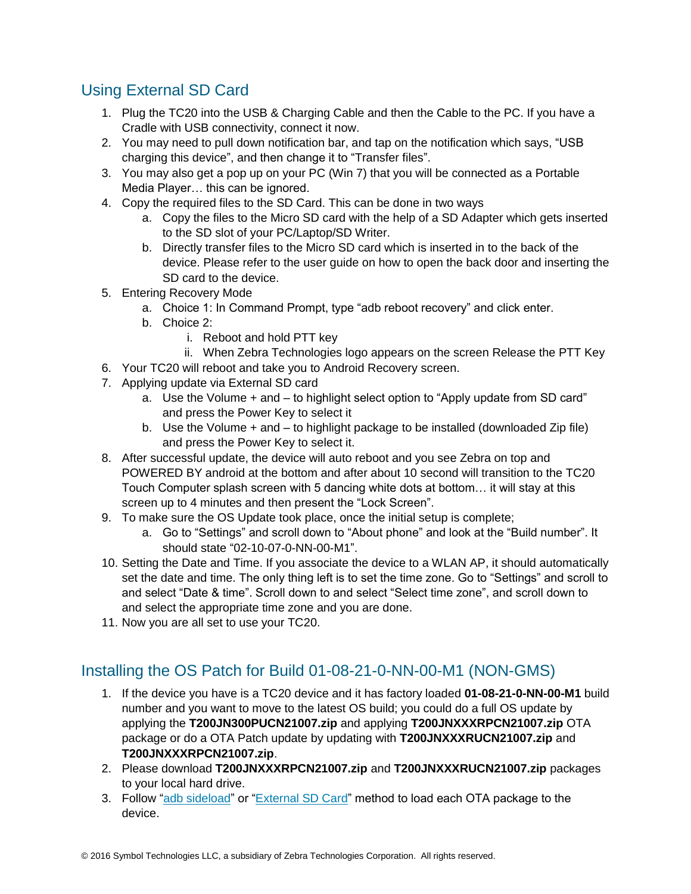## Using External SD Card

1. Plug the TC20 into the USB & Charging Cable and then the Cable to the PC. If you have a Cradle with USB connectivity, connect it now.
2. You may need to pull down notification bar, and tap on the notification which says, “USB charging this device”, and then change it to “Transfer files”.
3. You may also get a pop up on your PC (Win 7) that you will be connected as a Portable Media Player… this can be ignored.
4. Copy the required files to the SD Card. This can be done in two ways
   a. Copy the files to the Micro SD card with the help of a SD Adapter which gets inserted to the SD slot of your PC/Laptop/SD Writer.
   b. Directly transfer files to the Micro SD card which is inserted in to the back of the device. Please refer to the user guide on how to open the back door and inserting the SD card to the device.
5. Entering Recovery Mode
   a. Choice 1: In Command Prompt, type “adb reboot recovery” and click enter.
   b. Choice 2:
      i. Reboot and hold PTT key
      ii. When Zebra Technologies logo appears on the screen Release the PTT Key
6. Your TC20 will reboot and take you to Android Recovery screen.
7. Applying update via External SD card
   a. Use the Volume + and – to highlight select option to “Apply update from SD card” and press the Power Key to select it
   b. Use the Volume + and – to highlight package to be installed (downloaded Zip file) and press the Power Key to select it.
8. After successful update, the device will auto reboot and you see Zebra on top and POWERED BY android at the bottom and after about 10 second will transition to the TC20 Touch Computer splash screen with 5 dancing white dots at bottom… it will stay at this screen up to 4 minutes and then present the “Lock Screen”.
9. To make sure the OS Update took place, once the initial setup is complete;
   a. Go to “Settings” and scroll down to “About phone” and look at the “Build number”. It should state “02-10-07-0-NN-00-M1”.
10. Setting the Date and Time. If you associate the device to a WLAN AP, it should automatically set the date and time. The only thing left is to set the time zone. Go to “Settings” and scroll to and select “Date & time”. Scroll down to and select “Select time zone”, and scroll down to and select the appropriate time zone and you are done.
11. Now you are all set to use your TC20.

## Installing the OS Patch for Build 01-08-21-0-NN-00-M1 (NON-GMS)

1. If the device you have is a TC20 device and it has factory loaded **01-08-21-0-NN-00-M1** build number and you want to move to the latest OS build; you could do a full OS update by applying the **T200JN300PUCN21007.zip** and applying **T200JNXXXRPCN21007.zip** OTA package or do a OTA Patch update by updating with **T200JNXXXRUCN21007.zip** and **T200JNXXXRPCN21007.zip**.
2. Please download **T200JNXXXRPCN21007.zip** and **T200JNXXXRUCN21007.zip** packages to your local hard drive.
3. Follow “adb sideload” or “External SD Card” method to load each OTA package to the device.

© 2016 Symbol Technologies LLC, a subsidiary of Zebra Technologies Corporation. All rights reserved.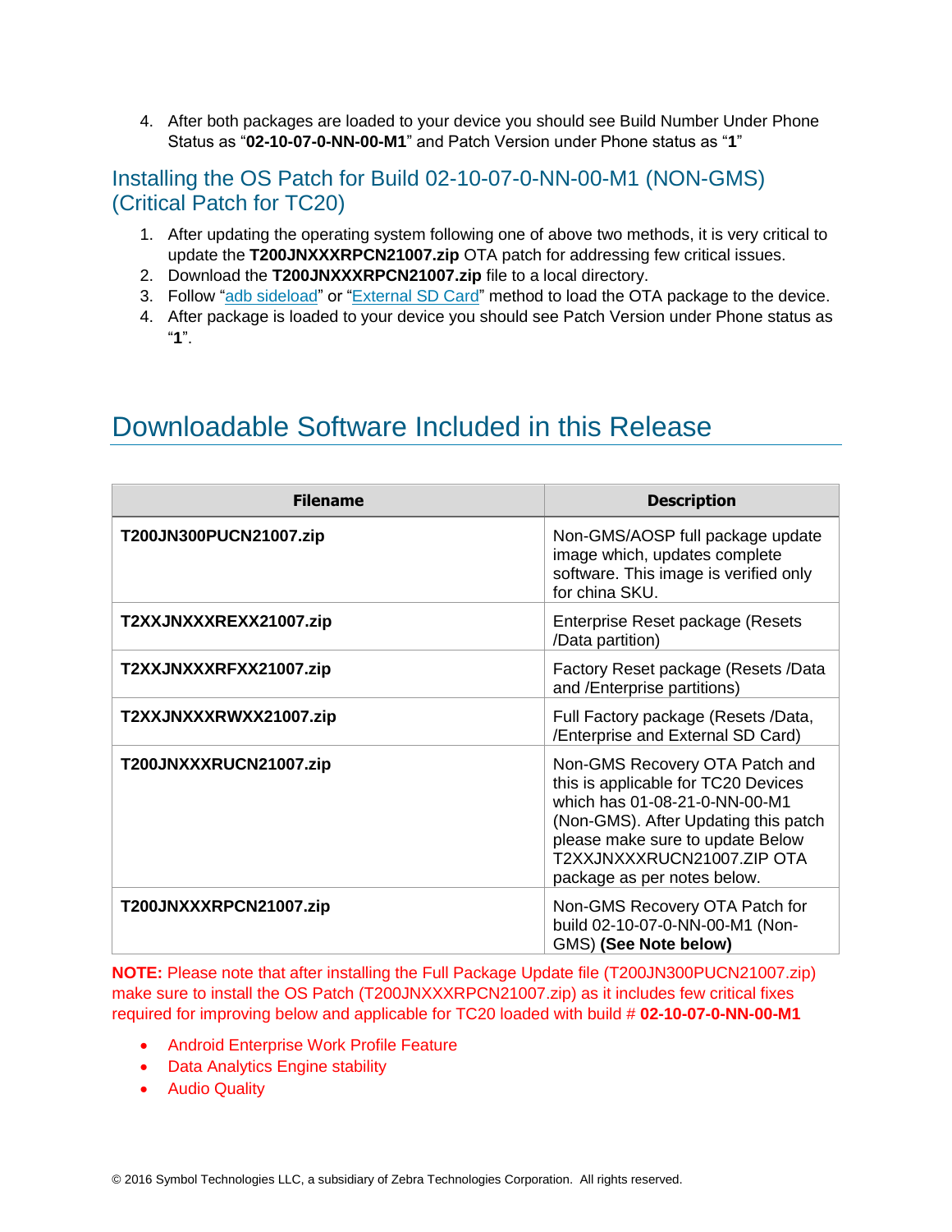4. After both packages are loaded to your device you should see Build Number Under Phone Status as "**02-10-07-0-NN-00-M1**" and Patch Version under Phone status as "**1**"

## Installing the OS Patch for Build 02-10-07-0-NN-00-M1 (NON-GMS) (Critical Patch for TC20)

1. After updating the operating system following one of above two methods, it is very critical to update the **T200JNXXXRPCN21007.zip** OTA patch for addressing few critical issues.
2. Download the **T200JNXXXRPCN21007.zip** file to a local directory.
3. Follow "adb sideload" or "External SD Card" method to load the OTA package to the device.
4. After package is loaded to your device you should see Patch Version under Phone status as "**1**".

# Downloadable Software Included in this Release

| Filename | Description |
|---|---|
| **T200JN300PUCN21007.zip** | Non-GMS/AOSP full package update image which, updates complete software. This image is verified only for china SKU. |
| **T2XXJNXXXREXX21007.zip** | Enterprise Reset package (Resets /Data partition) |
| **T2XXJNXXXRFXX21007.zip** | Factory Reset package (Resets /Data and /Enterprise partitions) |
| **T2XXJNXXXRWXX21007.zip** | Full Factory package (Resets /Data, /Enterprise and External SD Card) |
| **T200JNXXXRUCN21007.zip** | Non-GMS Recovery OTA Patch and this is applicable for TC20 Devices which has 01-08-21-0-NN-00-M1 (Non-GMS). After Updating this patch please make sure to update Below T2XXJNXXXRUCN21007.ZIP OTA package as per notes below. |
| **T200JNXXXRPCN21007.zip** | Non-GMS Recovery OTA Patch for build 02-10-07-0-NN-00-M1 (Non-GMS) **(See Note below)** |

**NOTE:** Please note that after installing the Full Package Update file (T200JN300PUCN21007.zip) make sure to install the OS Patch (T200JNXXXRPCN21007.zip) as it includes few critical fixes required for improving below and applicable for TC20 loaded with build # **02-10-07-0-NN-00-M1**

- Android Enterprise Work Profile Feature
- Data Analytics Engine stability
- Audio Quality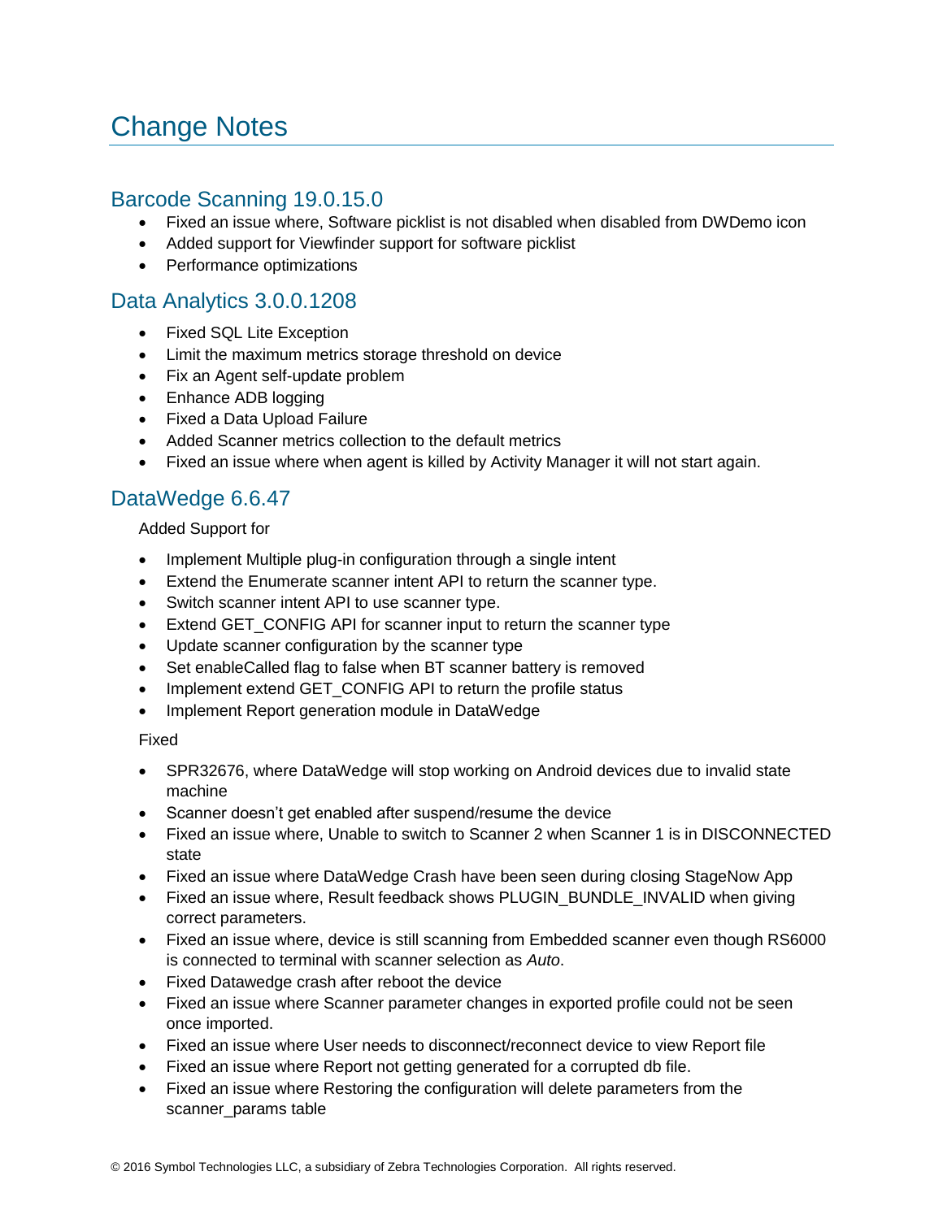# Change Notes

## Barcode Scanning 19.0.15.0

- Fixed an issue where, Software picklist is not disabled when disabled from DWDemo icon
- Added support for Viewfinder support for software picklist
- Performance optimizations

## Data Analytics 3.0.0.1208

- Fixed SQL Lite Exception
- Limit the maximum metrics storage threshold on device
- Fix an Agent self-update problem
- Enhance ADB logging
- Fixed a Data Upload Failure
- Added Scanner metrics collection to the default metrics
- Fixed an issue where when agent is killed by Activity Manager it will not start again.

## DataWedge 6.6.47

Added Support for

- Implement Multiple plug-in configuration through a single intent
- Extend the Enumerate scanner intent API to return the scanner type.
- Switch scanner intent API to use scanner type.
- Extend GET_CONFIG API for scanner input to return the scanner type
- Update scanner configuration by the scanner type
- Set enableCalled flag to false when BT scanner battery is removed
- Implement extend GET_CONFIG API to return the profile status
- Implement Report generation module in DataWedge

Fixed

- SPR32676, where DataWedge will stop working on Android devices due to invalid state machine
- Scanner doesn't get enabled after suspend/resume the device
- Fixed an issue where, Unable to switch to Scanner 2 when Scanner 1 is in DISCONNECTED state
- Fixed an issue where DataWedge Crash have been seen during closing StageNow App
- Fixed an issue where, Result feedback shows PLUGIN_BUNDLE_INVALID when giving correct parameters.
- Fixed an issue where, device is still scanning from Embedded scanner even though RS6000 is connected to terminal with scanner selection as *Auto*.
- Fixed Datawedge crash after reboot the device
- Fixed an issue where Scanner parameter changes in exported profile could not be seen once imported.
- Fixed an issue where User needs to disconnect/reconnect device to view Report file
- Fixed an issue where Report not getting generated for a corrupted db file.
- Fixed an issue where Restoring the configuration will delete parameters from the scanner_params table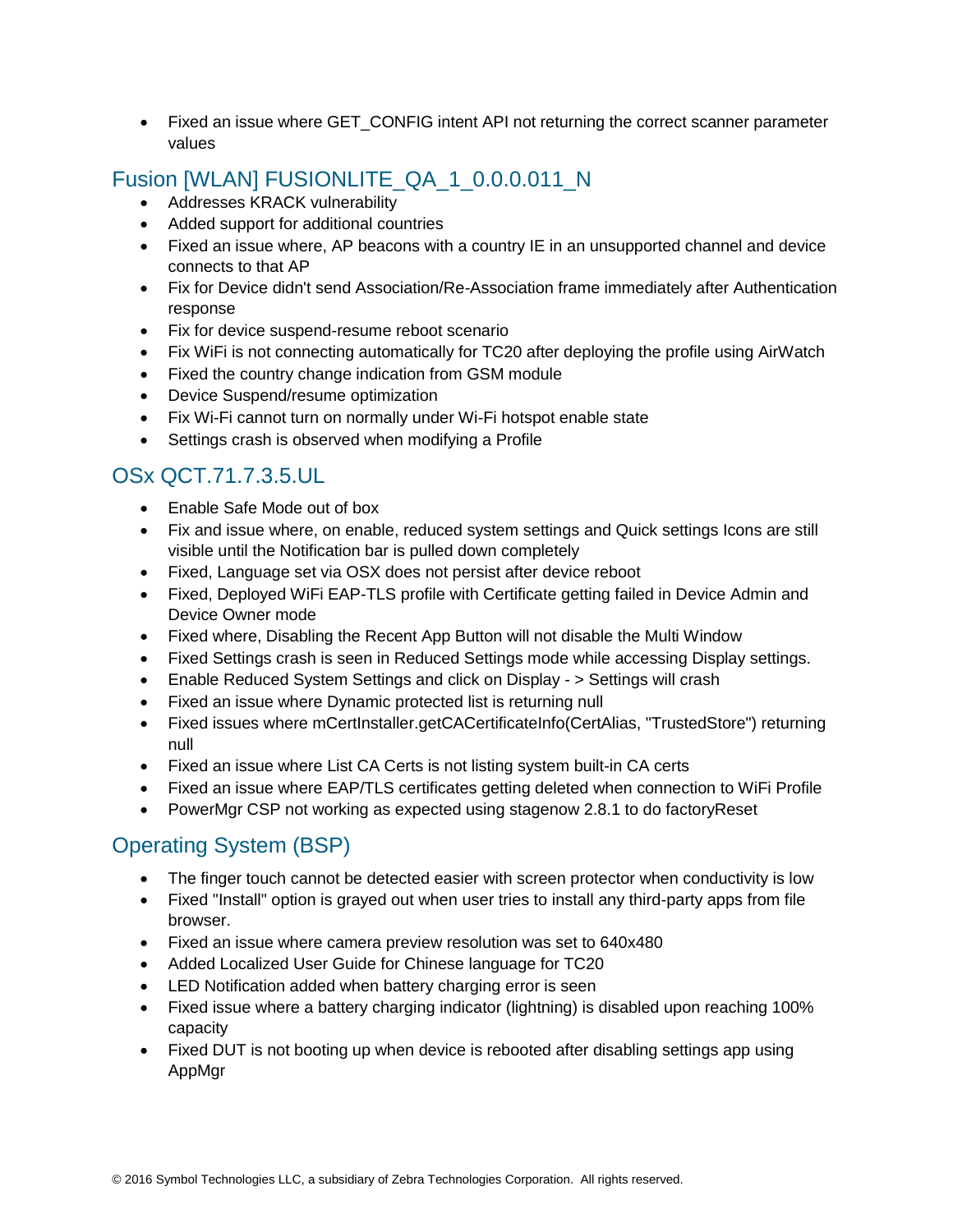- Fixed an issue where GET_CONFIG intent API not returning the correct scanner parameter values

## Fusion [WLAN] FUSIONLITE_QA_1_0.0.0.011_N

- Addresses KRACK vulnerability
- Added support for additional countries
- Fixed an issue where, AP beacons with a country IE in an unsupported channel and device connects to that AP
- Fix for Device didn't send Association/Re-Association frame immediately after Authentication response
- Fix for device suspend-resume reboot scenario
- Fix WiFi is not connecting automatically for TC20 after deploying the profile using AirWatch
- Fixed the country change indication from GSM module
- Device Suspend/resume optimization
- Fix Wi-Fi cannot turn on normally under Wi-Fi hotspot enable state
- Settings crash is observed when modifying a Profile

## OSx QCT.71.7.3.5.UL

- Enable Safe Mode out of box
- Fix and issue where, on enable, reduced system settings and Quick settings Icons are still visible until the Notification bar is pulled down completely
- Fixed, Language set via OSX does not persist after device reboot
- Fixed, Deployed WiFi EAP-TLS profile with Certificate getting failed in Device Admin and Device Owner mode
- Fixed where, Disabling the Recent App Button will not disable the Multi Window
- Fixed Settings crash is seen in Reduced Settings mode while accessing Display settings.
- Enable Reduced System Settings and click on Display - > Settings will crash
- Fixed an issue where Dynamic protected list is returning null
- Fixed issues where mCertInstaller.getCACertificateInfo(CertAlias, "TrustedStore") returning null
- Fixed an issue where List CA Certs is not listing system built-in CA certs
- Fixed an issue where EAP/TLS certificates getting deleted when connection to WiFi Profile
- PowerMgr CSP not working as expected using stagenow 2.8.1 to do factoryReset

## Operating System (BSP)

- The finger touch cannot be detected easier with screen protector when conductivity is low
- Fixed "Install" option is grayed out when user tries to install any third-party apps from file browser.
- Fixed an issue where camera preview resolution was set to 640x480
- Added Localized User Guide for Chinese language for TC20
- LED Notification added when battery charging error is seen
- Fixed issue where a battery charging indicator (lightning) is disabled upon reaching 100% capacity
- Fixed DUT is not booting up when device is rebooted after disabling settings app using AppMgr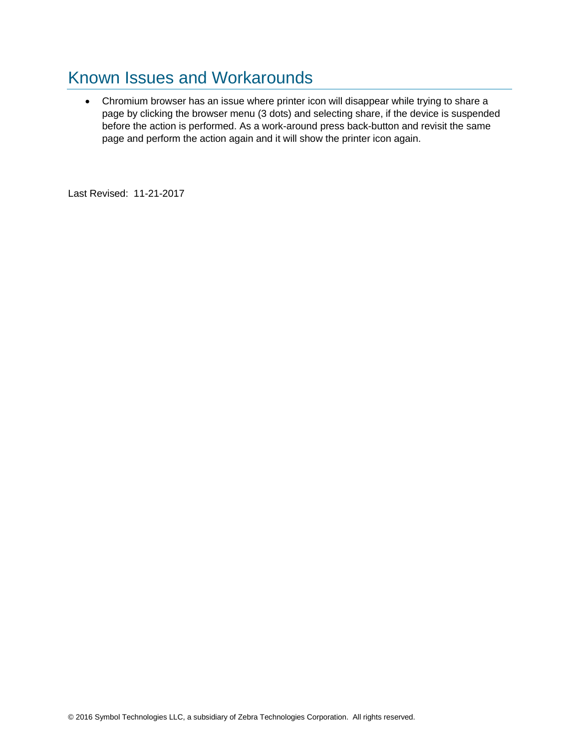# Known Issues and Workarounds

- Chromium browser has an issue where printer icon will disappear while trying to share a page by clicking the browser menu (3 dots) and selecting share, if the device is suspended before the action is performed. As a work-around press back-button and revisit the same page and perform the action again and it will show the printer icon again.

Last Revised: 11-21-2017